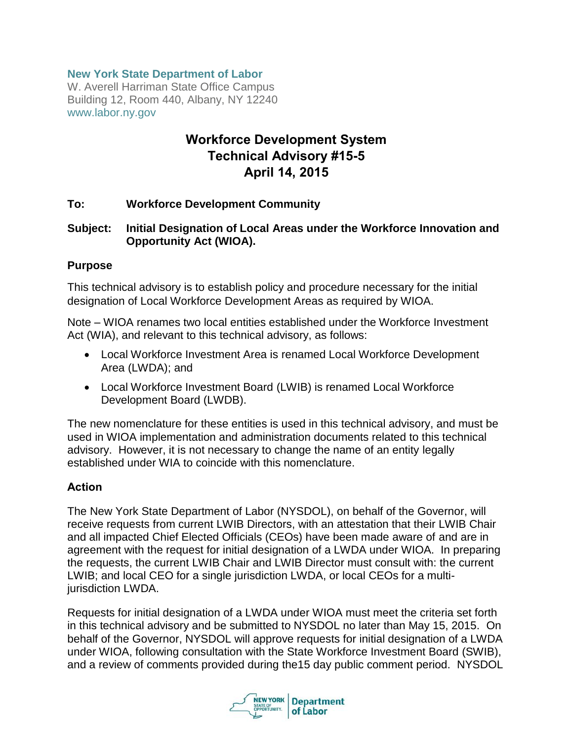**New York State Department of Labor**
W. Averell Harriman State Office Campus
Building 12, Room 440, Albany, NY 12240
www.labor.ny.gov

# Workforce Development System Technical Advisory #15-5 April 14, 2015

**To:** **Workforce Development Community**

**Subject:** **Initial Designation of Local Areas under the Workforce Innovation and Opportunity Act (WIOA).**

## Purpose

This technical advisory is to establish policy and procedure necessary for the initial designation of Local Workforce Development Areas as required by WIOA.

Note – WIOA renames two local entities established under the Workforce Investment Act (WIA), and relevant to this technical advisory, as follows:

- Local Workforce Investment Area is renamed Local Workforce Development Area (LWDA); and
- Local Workforce Investment Board (LWIB) is renamed Local Workforce Development Board (LWDB).

The new nomenclature for these entities is used in this technical advisory, and must be used in WIOA implementation and administration documents related to this technical advisory. However, it is not necessary to change the name of an entity legally established under WIA to coincide with this nomenclature.

## Action

The New York State Department of Labor (NYSDOL), on behalf of the Governor, will receive requests from current LWIB Directors, with an attestation that their LWIB Chair and all impacted Chief Elected Officials (CEOs) have been made aware of and are in agreement with the request for initial designation of a LWDA under WIOA. In preparing the requests, the current LWIB Chair and LWIB Director must consult with: the current LWIB; and local CEO for a single jurisdiction LWDA, or local CEOs for a multi-jurisdiction LWDA.

Requests for initial designation of a LWDA under WIOA must meet the criteria set forth in this technical advisory and be submitted to NYSDOL no later than May 15, 2015. On behalf of the Governor, NYSDOL will approve requests for initial designation of a LWDA under WIOA, following consultation with the State Workforce Investment Board (SWIB), and a review of comments provided during the15 day public comment period. NYSDOL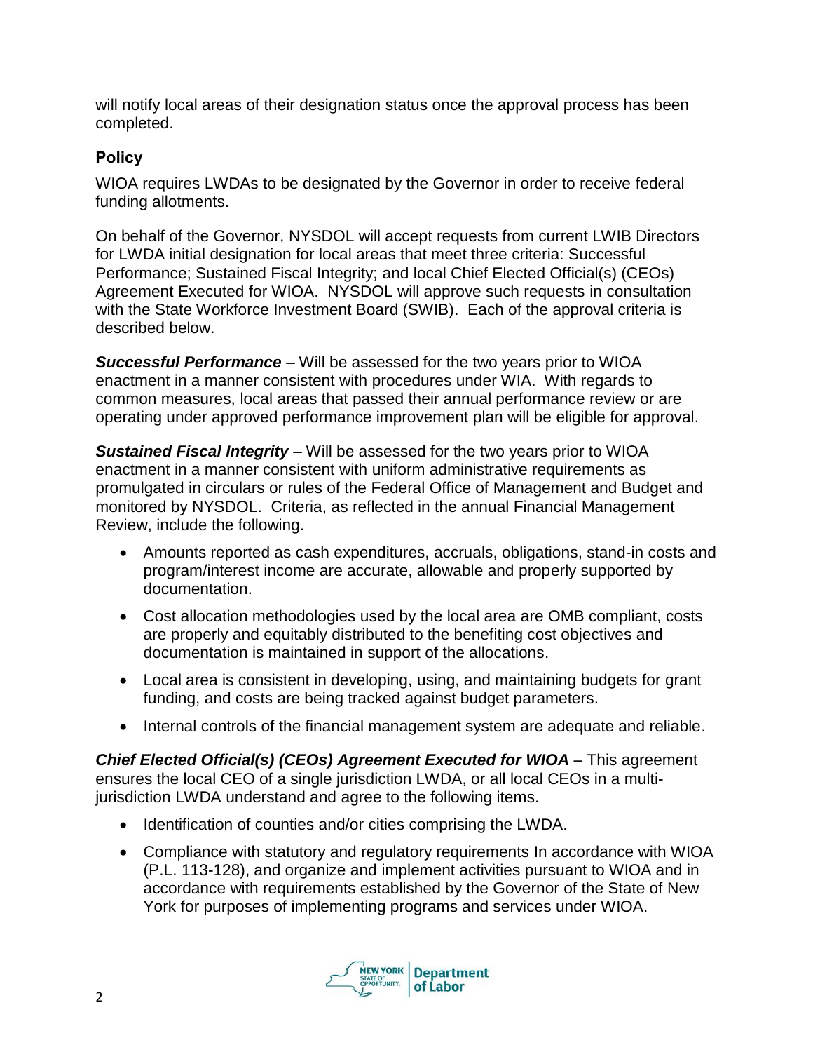will notify local areas of their designation status once the approval process has been completed.

## Policy

WIOA requires LWDAs to be designated by the Governor in order to receive federal funding allotments.

On behalf of the Governor, NYSDOL will accept requests from current LWIB Directors for LWDA initial designation for local areas that meet three criteria: Successful Performance; Sustained Fiscal Integrity; and local Chief Elected Official(s) (CEOs) Agreement Executed for WIOA. NYSDOL will approve such requests in consultation with the State Workforce Investment Board (SWIB). Each of the approval criteria is described below.

***Successful Performance*** – Will be assessed for the two years prior to WIOA enactment in a manner consistent with procedures under WIA. With regards to common measures, local areas that passed their annual performance review or are operating under approved performance improvement plan will be eligible for approval.

***Sustained Fiscal Integrity*** – Will be assessed for the two years prior to WIOA enactment in a manner consistent with uniform administrative requirements as promulgated in circulars or rules of the Federal Office of Management and Budget and monitored by NYSDOL. Criteria, as reflected in the annual Financial Management Review, include the following.

- Amounts reported as cash expenditures, accruals, obligations, stand-in costs and program/interest income are accurate, allowable and properly supported by documentation.
- Cost allocation methodologies used by the local area are OMB compliant, costs are properly and equitably distributed to the benefiting cost objectives and documentation is maintained in support of the allocations.
- Local area is consistent in developing, using, and maintaining budgets for grant funding, and costs are being tracked against budget parameters.
- Internal controls of the financial management system are adequate and reliable.

***Chief Elected Official(s) (CEOs) Agreement Executed for WIOA*** – This agreement ensures the local CEO of a single jurisdiction LWDA, or all local CEOs in a multi-jurisdiction LWDA understand and agree to the following items.

- Identification of counties and/or cities comprising the LWDA.
- Compliance with statutory and regulatory requirements In accordance with WIOA (P.L. 113-128), and organize and implement activities pursuant to WIOA and in accordance with requirements established by the Governor of the State of New York for purposes of implementing programs and services under WIOA.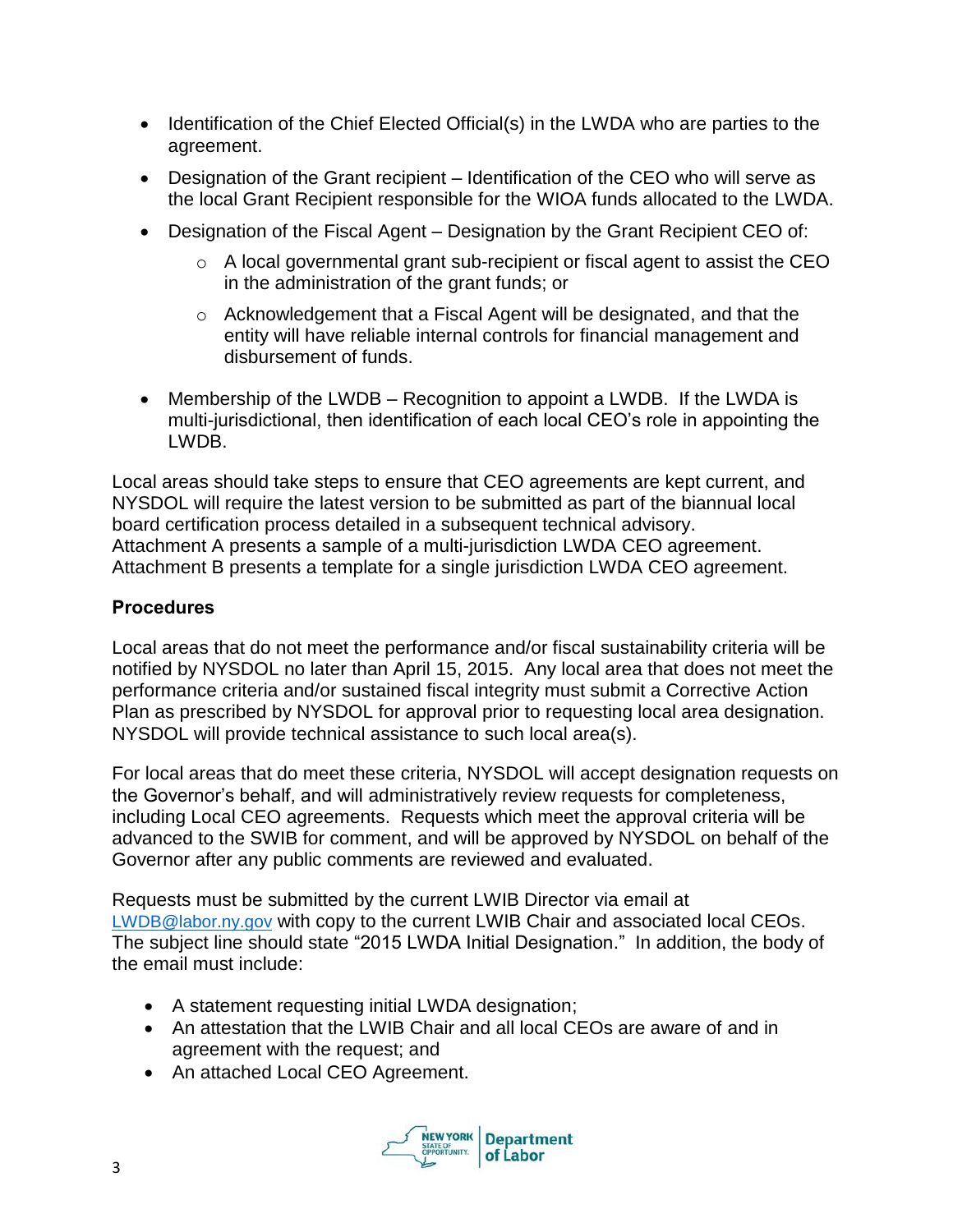- Identification of the Chief Elected Official(s) in the LWDA who are parties to the agreement.
- Designation of the Grant recipient – Identification of the CEO who will serve as the local Grant Recipient responsible for the WIOA funds allocated to the LWDA.
- Designation of the Fiscal Agent – Designation by the Grant Recipient CEO of:
  - A local governmental grant sub-recipient or fiscal agent to assist the CEO in the administration of the grant funds; or
  - Acknowledgement that a Fiscal Agent will be designated, and that the entity will have reliable internal controls for financial management and disbursement of funds.
- Membership of the LWDB – Recognition to appoint a LWDB. If the LWDA is multi-jurisdictional, then identification of each local CEO's role in appointing the LWDB.

Local areas should take steps to ensure that CEO agreements are kept current, and NYSDOL will require the latest version to be submitted as part of the biannual local board certification process detailed in a subsequent technical advisory. Attachment A presents a sample of a multi-jurisdiction LWDA CEO agreement. Attachment B presents a template for a single jurisdiction LWDA CEO agreement.

**Procedures**

Local areas that do not meet the performance and/or fiscal sustainability criteria will be notified by NYSDOL no later than April 15, 2015. Any local area that does not meet the performance criteria and/or sustained fiscal integrity must submit a Corrective Action Plan as prescribed by NYSDOL for approval prior to requesting local area designation. NYSDOL will provide technical assistance to such local area(s).

For local areas that do meet these criteria, NYSDOL will accept designation requests on the Governor's behalf, and will administratively review requests for completeness, including Local CEO agreements. Requests which meet the approval criteria will be advanced to the SWIB for comment, and will be approved by NYSDOL on behalf of the Governor after any public comments are reviewed and evaluated.

Requests must be submitted by the current LWIB Director via email at LWDB@labor.ny.gov with copy to the current LWIB Chair and associated local CEOs. The subject line should state "2015 LWDA Initial Designation." In addition, the body of the email must include:

- A statement requesting initial LWDA designation;
- An attestation that the LWIB Chair and all local CEOs are aware of and in agreement with the request; and
- An attached Local CEO Agreement.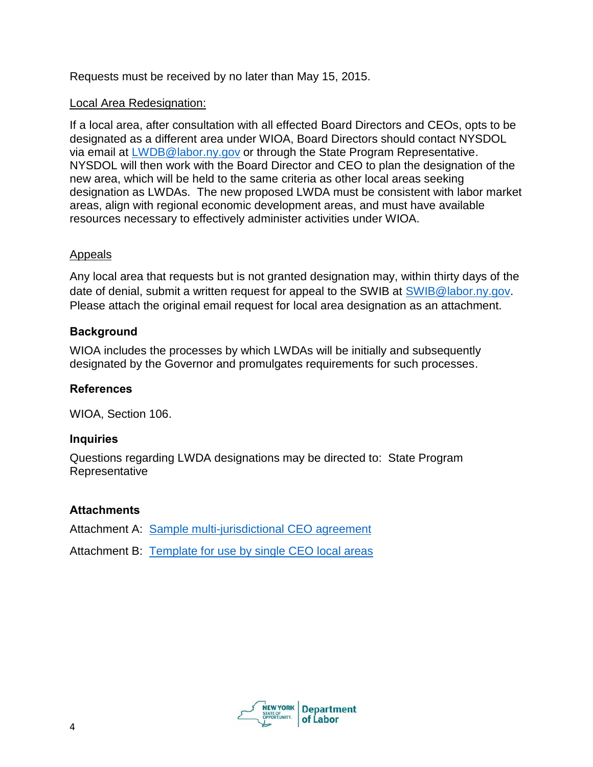Requests must be received by no later than May 15, 2015.

Local Area Redesignation:

If a local area, after consultation with all effected Board Directors and CEOs, opts to be designated as a different area under WIOA, Board Directors should contact NYSDOL via email at LWDB@labor.ny.gov or through the State Program Representative. NYSDOL will then work with the Board Director and CEO to plan the designation of the new area, which will be held to the same criteria as other local areas seeking designation as LWDAs. The new proposed LWDA must be consistent with labor market areas, align with regional economic development areas, and must have available resources necessary to effectively administer activities under WIOA.

Appeals

Any local area that requests but is not granted designation may, within thirty days of the date of denial, submit a written request for appeal to the SWIB at SWIB@labor.ny.gov. Please attach the original email request for local area designation as an attachment.

## Background

WIOA includes the processes by which LWDAs will be initially and subsequently designated by the Governor and promulgates requirements for such processes.

## References

WIOA, Section 106.

## Inquiries

Questions regarding LWDA designations may be directed to: State Program Representative

## Attachments

Attachment A: Sample multi-jurisdictional CEO agreement

Attachment B: Template for use by single CEO local areas